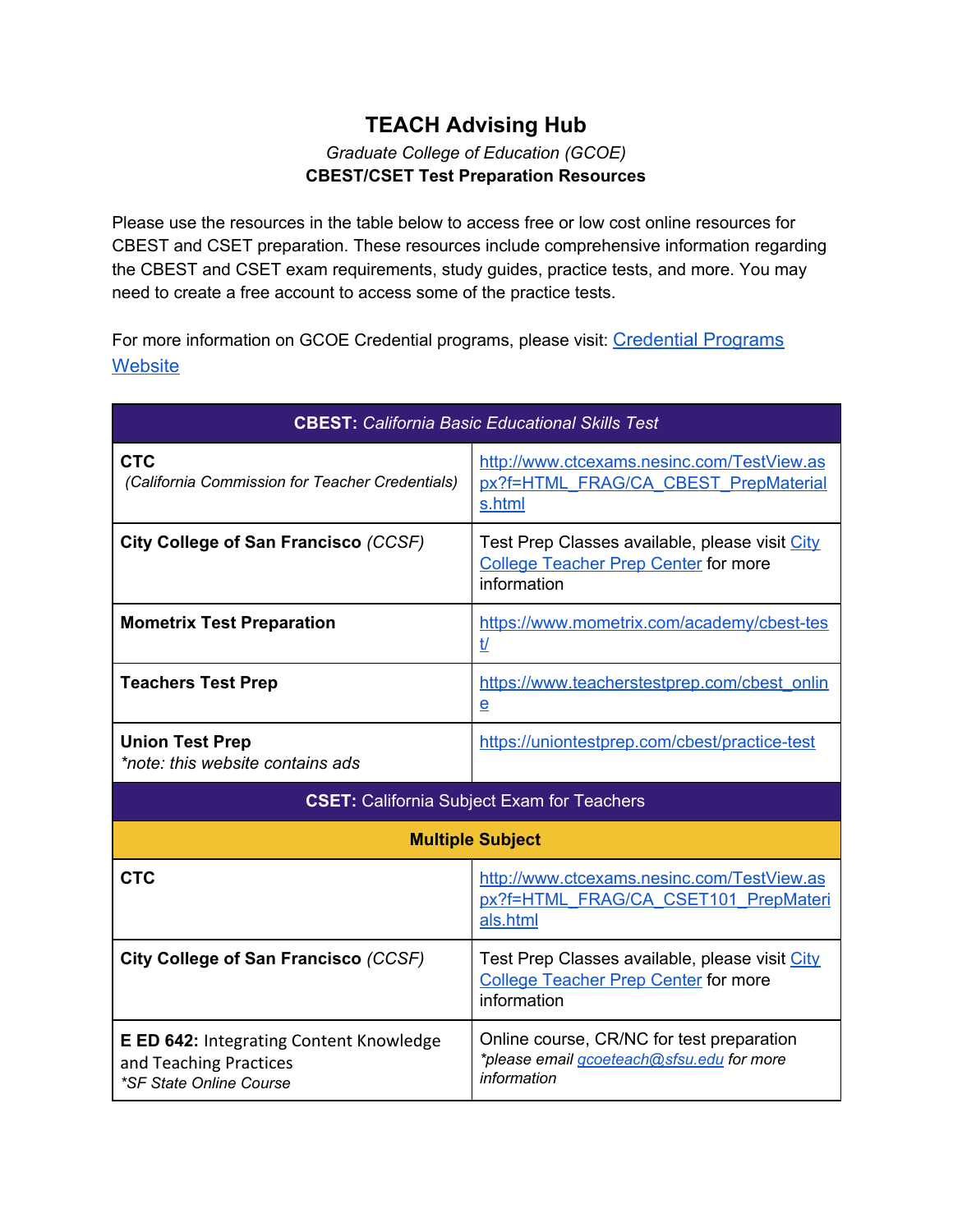# TEACH Advising Hub

*Graduate College of Education (GCOE)*

**CBEST/CSET Test Preparation Resources**

Please use the resources in the table below to access free or low cost online resources for CBEST and CSET preparation. These resources include comprehensive information regarding the CBEST and CSET exam requirements, study guides, practice tests, and more. You may need to create a free account to access some of the practice tests.

For more information on GCOE Credential programs, please visit: Credential Programs Website

| **CBEST:** *California Basic Educational Skills Test* | |
|---|---|
| **CTC** *(California Commission for Teacher Credentials)* | http://www.ctcexams.nesinc.com/TestView.aspx?f=HTML_FRAG/CA_CBEST_PrepMaterials.html |
| **City College of San Francisco** *(CCSF)* | Test Prep Classes available, please visit City College Teacher Prep Center for more information |
| **Mometrix Test Preparation** | https://www.mometrix.com/academy/cbest-test/ |
| **Teachers Test Prep** | https://www.teacherstestprep.com/cbest_online |
| **Union Test Prep** *\*note: this website contains ads* | https://uniontestprep.com/cbest/practice-test |
| **CSET:** California Subject Exam for Teachers | |
| **Multiple Subject** | |
| **CTC** | http://www.ctcexams.nesinc.com/TestView.aspx?f=HTML_FRAG/CA_CSET101_PrepMaterials.html |
| **City College of San Francisco** *(CCSF)* | Test Prep Classes available, please visit City College Teacher Prep Center for more information |
| **E ED 642:** Integrating Content Knowledge and Teaching Practices *\*SF State Online Course* | Online course, CR/NC for test preparation *\*please email gcoeteach@sfsu.edu for more information* |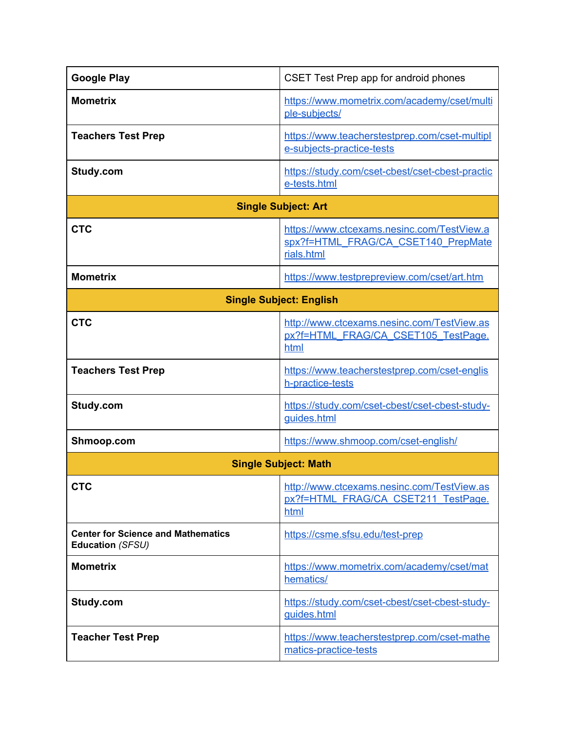| | |
|---|---|
| **Google Play** | CSET Test Prep app for android phones |
| **Mometrix** | https://www.mometrix.com/academy/cset/multiple-subjects/ |
| **Teachers Test Prep** | https://www.teacherstestprep.com/cset-multiple-subjects-practice-tests |
| **Study.com** | https://study.com/cset-cbest/cset-cbest-practice-tests.html |
| **Single Subject: Art** | |
| **CTC** | https://www.ctcexams.nesinc.com/TestView.aspx?f=HTML_FRAG/CA_CSET140_PrepMaterials.html |
| **Mometrix** | https://www.testprepreview.com/cset/art.htm |
| **Single Subject: English** | |
| **CTC** | http://www.ctcexams.nesinc.com/TestView.aspx?f=HTML_FRAG/CA_CSET105_TestPage.html |
| **Teachers Test Prep** | https://www.teacherstestprep.com/cset-english-practice-tests |
| **Study.com** | https://study.com/cset-cbest/cset-cbest-study-guides.html |
| **Shmoop.com** | https://www.shmoop.com/cset-english/ |
| **Single Subject: Math** | |
| **CTC** | http://www.ctcexams.nesinc.com/TestView.aspx?f=HTML_FRAG/CA_CSET211_TestPage.html |
| **Center for Science and Mathematics Education** *(SFSU)* | https://csme.sfsu.edu/test-prep |
| **Mometrix** | https://www.mometrix.com/academy/cset/mathematics/ |
| **Study.com** | https://study.com/cset-cbest/cset-cbest-study-guides.html |
| **Teacher Test Prep** | https://www.teacherstestprep.com/cset-mathematics-practice-tests |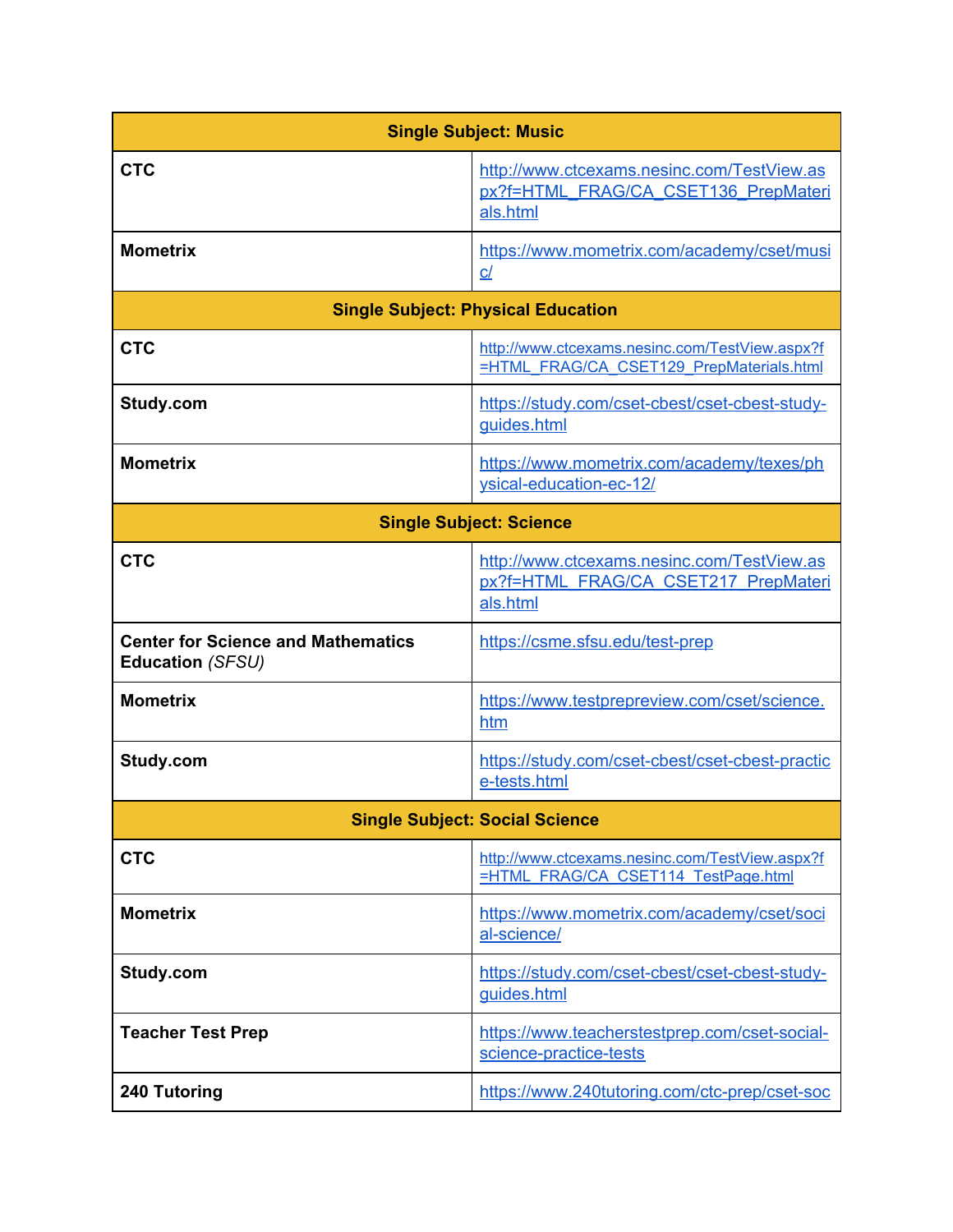| Single Subject: Music | |
|---|---|
| **CTC** | http://www.ctcexams.nesinc.com/TestView.aspx?f=HTML_FRAG/CA_CSET136_PrepMaterials.html |
| **Mometrix** | https://www.mometrix.com/academy/cset/music/ |
| **Single Subject: Physical Education** | |
| **CTC** | http://www.ctcexams.nesinc.com/TestView.aspx?f=HTML_FRAG/CA_CSET129_PrepMaterials.html |
| **Study.com** | https://study.com/cset-cbest/cset-cbest-study-guides.html |
| **Mometrix** | https://www.mometrix.com/academy/texes/physical-education-ec-12/ |
| **Single Subject: Science** | |
| **CTC** | http://www.ctcexams.nesinc.com/TestView.aspx?f=HTML_FRAG/CA_CSET217_PrepMaterials.html |
| **Center for Science and Mathematics Education** *(SFSU)* | https://csme.sfsu.edu/test-prep |
| **Mometrix** | https://www.testprepreview.com/cset/science.htm |
| **Study.com** | https://study.com/cset-cbest/cset-cbest-practice-tests.html |
| **Single Subject: Social Science** | |
| **CTC** | http://www.ctcexams.nesinc.com/TestView.aspx?f=HTML_FRAG/CA_CSET114_TestPage.html |
| **Mometrix** | https://www.mometrix.com/academy/cset/social-science/ |
| **Study.com** | https://study.com/cset-cbest/cset-cbest-study-guides.html |
| **Teacher Test Prep** | https://www.teacherstestprep.com/cset-social-science-practice-tests |
| **240 Tutoring** | https://www.240tutoring.com/ctc-prep/cset-soc |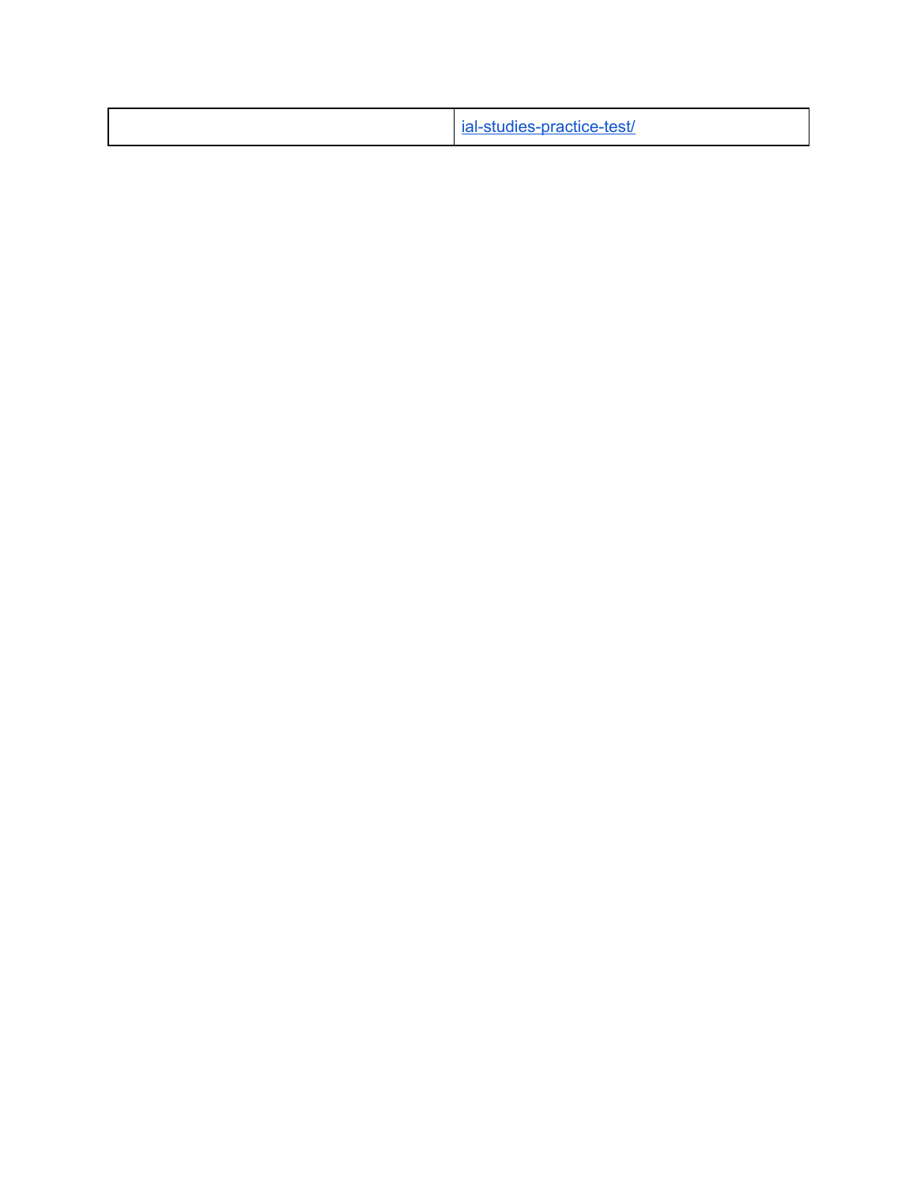| | |
|---|---|
| | ial-studies-practice-test/ |